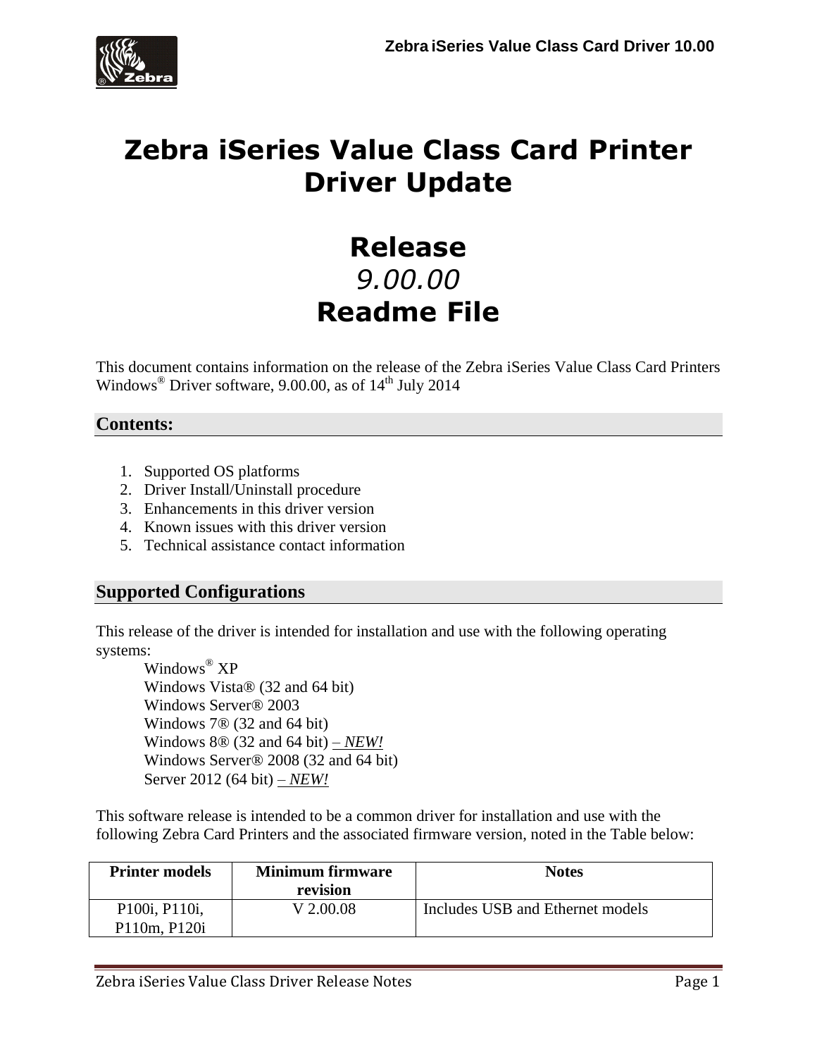# Zebra iSeries Value Class Card Printer Driver Update

# Release

*9.00.00*

# Readme File

This document contains information on the release of the Zebra iSeries Value Class Card Printers Windows® Driver software, 9.00.00, as of 14th July 2014

## Contents:

1. Supported OS platforms
2. Driver Install/Uninstall procedure
3. Enhancements in this driver version
4. Known issues with this driver version
5. Technical assistance contact information

## Supported Configurations

This release of the driver is intended for installation and use with the following operating systems:

- Windows® XP
- Windows Vista® (32 and 64 bit)
- Windows Server® 2003
- Windows 7® (32 and 64 bit)
- Windows 8® (32 and 64 bit) – ***NEW!***
- Windows Server® 2008 (32 and 64 bit)
- Server 2012 (64 bit) – ***NEW!***

This software release is intended to be a common driver for installation and use with the following Zebra Card Printers and the associated firmware version, noted in the Table below:

| Printer models | Minimum firmware revision | Notes |
|---|---|---|
| P100i, P110i, P110m, P120i | V 2.00.08 | Includes USB and Ethernet models |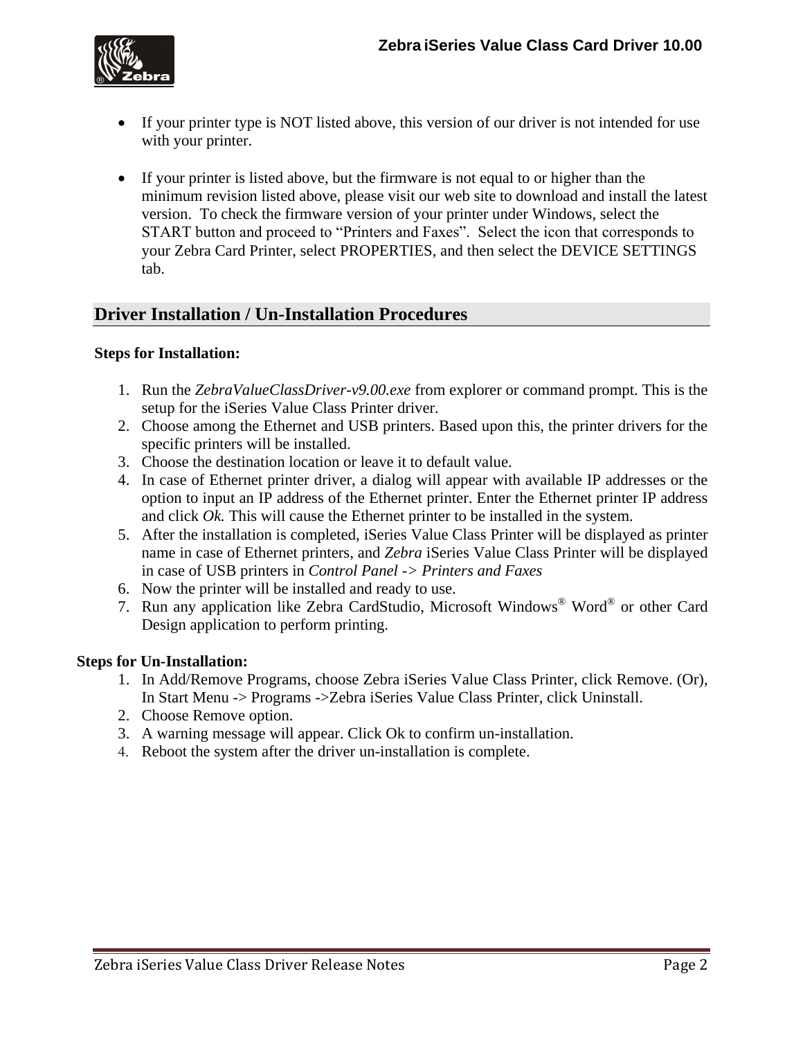- If your printer type is NOT listed above, this version of our driver is not intended for use with your printer.

- If your printer is listed above, but the firmware is not equal to or higher than the minimum revision listed above, please visit our web site to download and install the latest version. To check the firmware version of your printer under Windows, select the START button and proceed to "Printers and Faxes". Select the icon that corresponds to your Zebra Card Printer, select PROPERTIES, and then select the DEVICE SETTINGS tab.

## Driver Installation / Un-Installation Procedures

**Steps for Installation:**

1. Run the *ZebraValueClassDriver-v9.00.exe* from explorer or command prompt. This is the setup for the iSeries Value Class Printer driver.
2. Choose among the Ethernet and USB printers. Based upon this, the printer drivers for the specific printers will be installed.
3. Choose the destination location or leave it to default value.
4. In case of Ethernet printer driver, a dialog will appear with available IP addresses or the option to input an IP address of the Ethernet printer. Enter the Ethernet printer IP address and click *Ok.* This will cause the Ethernet printer to be installed in the system.
5. After the installation is completed, iSeries Value Class Printer will be displayed as printer name in case of Ethernet printers, and *Zebra* iSeries Value Class Printer will be displayed in case of USB printers in *Control Panel -> Printers and Faxes*
6. Now the printer will be installed and ready to use.
7. Run any application like Zebra CardStudio, Microsoft Windows® Word® or other Card Design application to perform printing.

**Steps for Un-Installation:**

1. In Add/Remove Programs, choose Zebra iSeries Value Class Printer, click Remove. (Or), In Start Menu -> Programs ->Zebra iSeries Value Class Printer, click Uninstall.
2. Choose Remove option.
3. A warning message will appear. Click Ok to confirm un-installation.
4. Reboot the system after the driver un-installation is complete.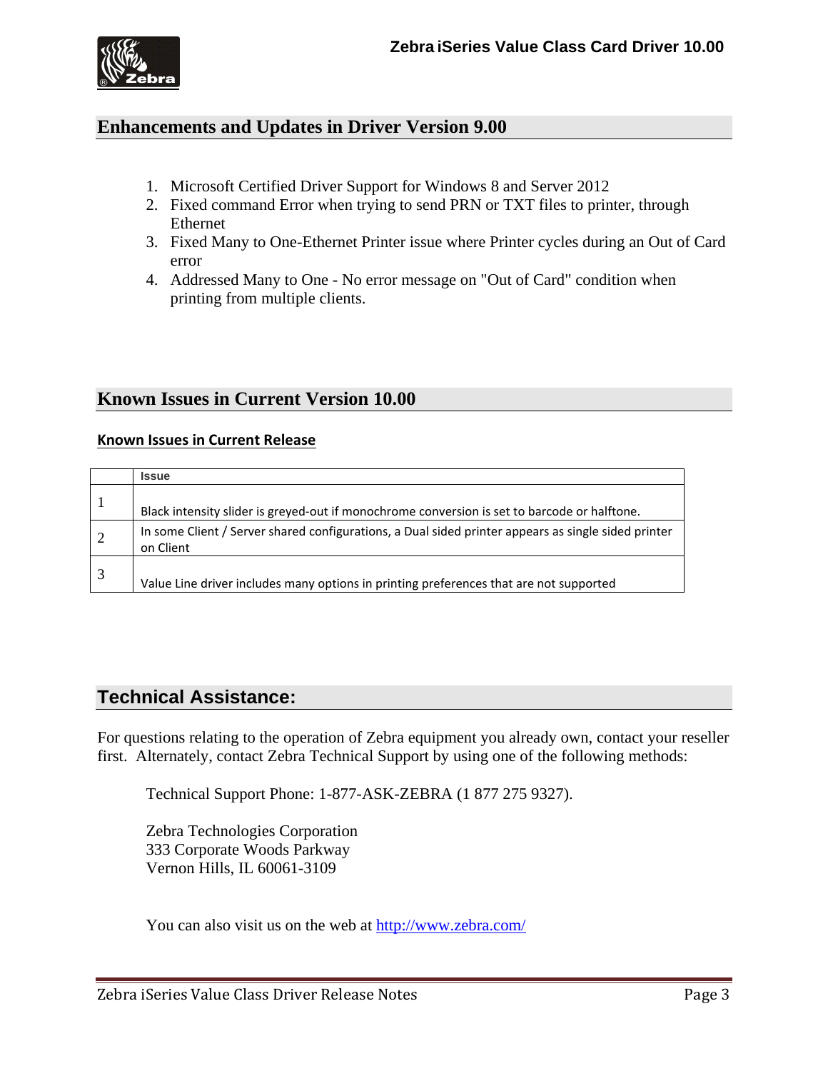## Enhancements and Updates in Driver Version 9.00

1. Microsoft Certified Driver Support for Windows 8 and Server 2012
2. Fixed command Error when trying to send PRN or TXT files to printer, through Ethernet
3. Fixed Many to One-Ethernet Printer issue where Printer cycles during an Out of Card error
4. Addressed Many to One - No error message on "Out of Card" condition when printing from multiple clients.

## Known Issues in Current Version 10.00

### Known Issues in Current Release

| | Issue |
|---|---|
| 1 | Black intensity slider is greyed-out if monochrome conversion is set to barcode or halftone. |
| 2 | In some Client / Server shared configurations, a Dual sided printer appears as single sided printer on Client |
| 3 | Value Line driver includes many options in printing preferences that are not supported |

## Technical Assistance:

For questions relating to the operation of Zebra equipment you already own, contact your reseller first. Alternately, contact Zebra Technical Support by using one of the following methods:

Technical Support Phone: 1-877-ASK-ZEBRA (1 877 275 9327).

Zebra Technologies Corporation
333 Corporate Woods Parkway
Vernon Hills, IL 60061-3109

You can also visit us on the web at http://www.zebra.com/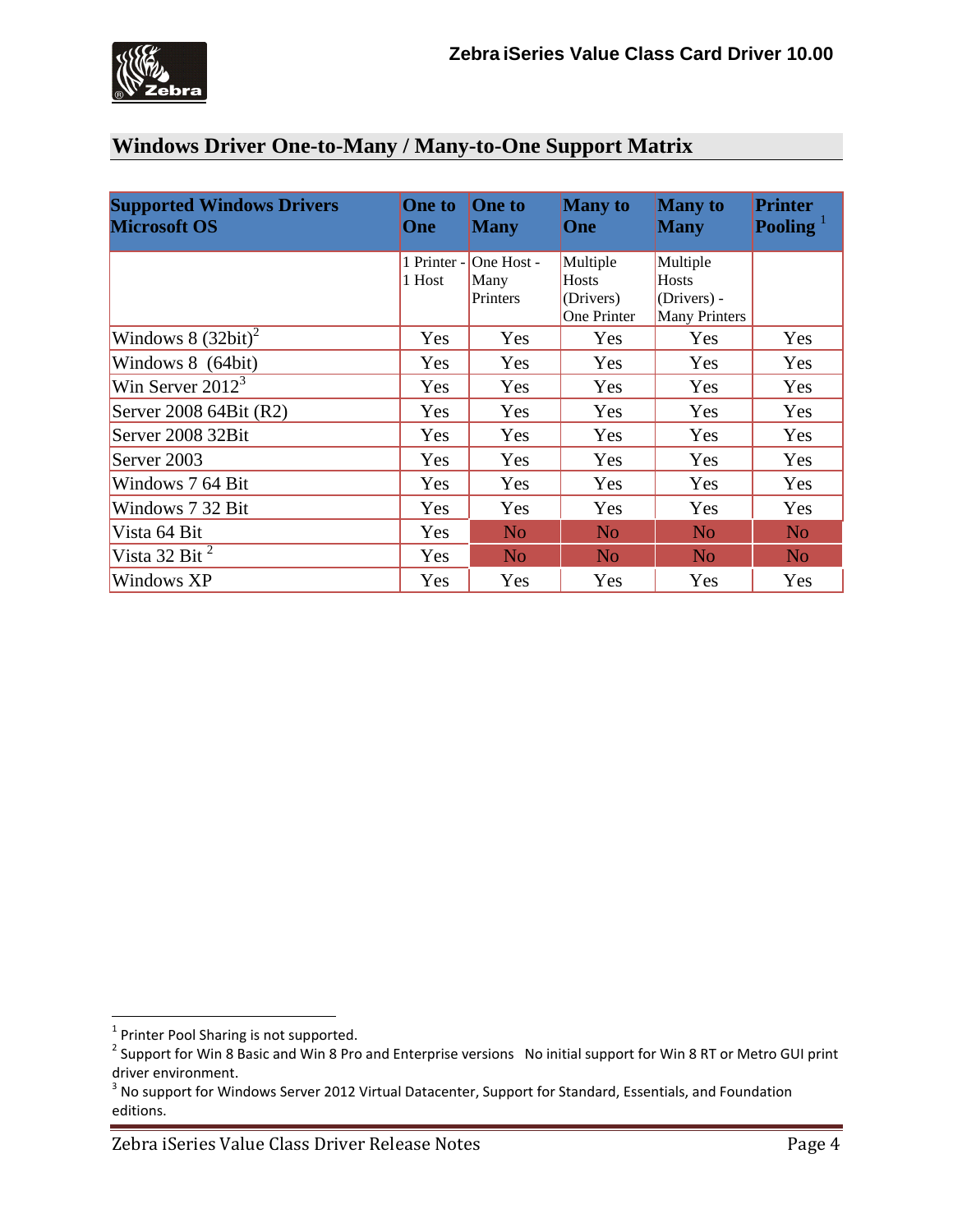## Windows Driver One-to-Many / Many-to-One Support Matrix

| Supported Windows Drivers Microsoft OS | One to One | One to Many | Many to One | Many to Many | Printer Pooling [1] |
|---|---|---|---|---|---|
| | 1 Printer - 1 Host | One Host - Many Printers | Multiple Hosts (Drivers) One Printer | Multiple Hosts (Drivers) - Many Printers | |
| Windows 8 (32bit)[2] | Yes | Yes | Yes | Yes | Yes |
| Windows 8 (64bit) | Yes | Yes | Yes | Yes | Yes |
| Win Server 2012[3] | Yes | Yes | Yes | Yes | Yes |
| Server 2008 64Bit (R2) | Yes | Yes | Yes | Yes | Yes |
| Server 2008 32Bit | Yes | Yes | Yes | Yes | Yes |
| Server 2003 | Yes | Yes | Yes | Yes | Yes |
| Windows 7 64 Bit | Yes | Yes | Yes | Yes | Yes |
| Windows 7 32 Bit | Yes | Yes | Yes | Yes | Yes |
| Vista 64 Bit | Yes | No | No | No | No |
| Vista 32 Bit [2] | Yes | No | No | No | No |
| Windows XP | Yes | Yes | Yes | Yes | Yes |

[1] Printer Pool Sharing is not supported.

[2] Support for Win 8 Basic and Win 8 Pro and Enterprise versions No initial support for Win 8 RT or Metro GUI print driver environment.

[3] No support for Windows Server 2012 Virtual Datacenter, Support for Standard, Essentials, and Foundation editions.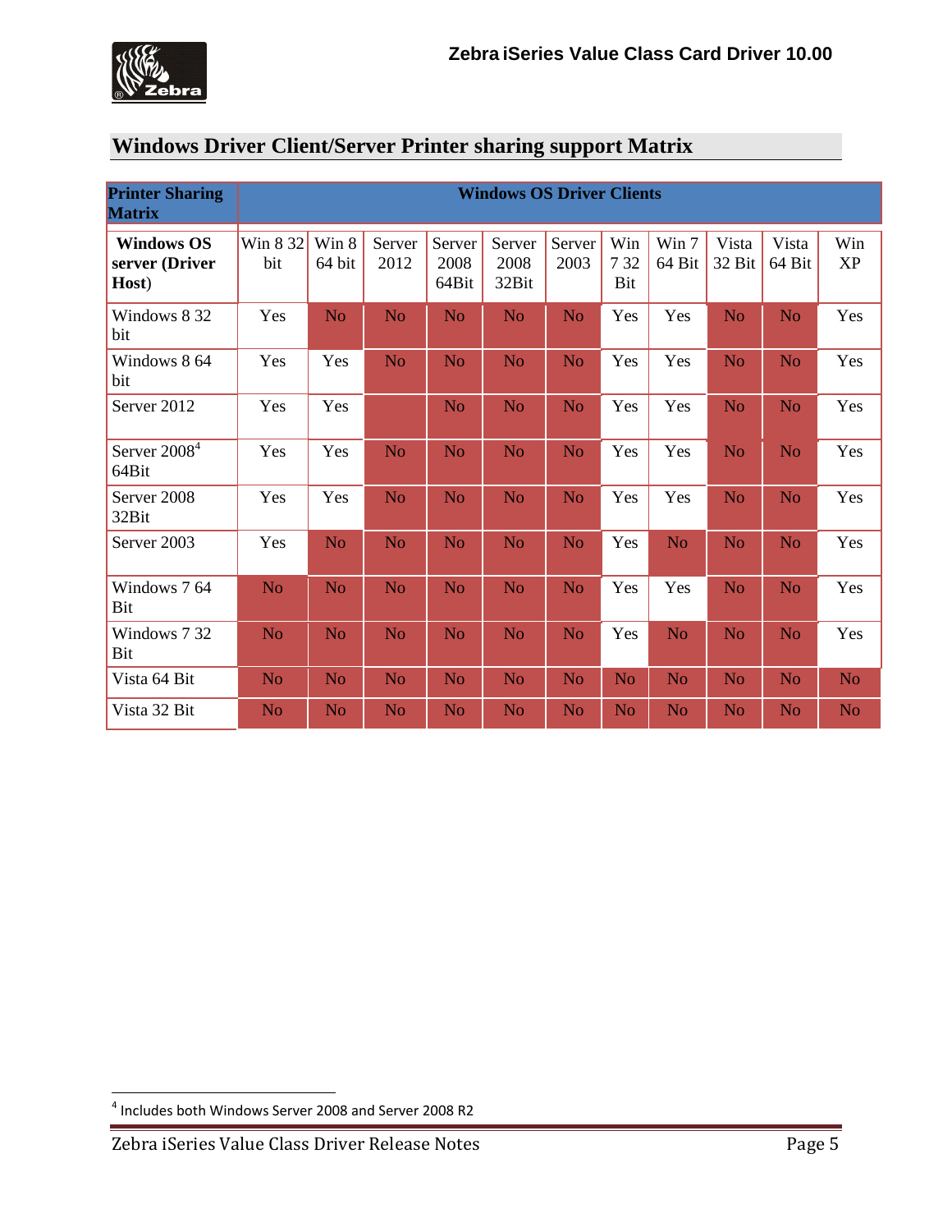## Windows Driver Client/Server Printer sharing support Matrix

| Printer Sharing Matrix | Windows OS Driver Clients | | | | | | | | | | |
|---|---|---|---|---|---|---|---|---|---|---|---|
| **Windows OS server (Driver Host)** | Win 8 32 bit | Win 8 64 bit | Server 2012 | Server 2008 64Bit | Server 2008 32Bit | Server 2003 | Win 7 32 Bit | Win 7 64 Bit | Vista 32 Bit | Vista 64 Bit | Win XP |
| Windows 8 32 bit | Yes | No | No | No | No | No | Yes | Yes | No | No | Yes |
| Windows 8 64 bit | Yes | Yes | No | No | No | No | Yes | Yes | No | No | Yes |
| Server 2012 | Yes | Yes | | No | No | No | Yes | Yes | No | No | Yes |
| Server 2008[4] 64Bit | Yes | Yes | No | No | No | No | Yes | Yes | No | No | Yes |
| Server 2008 32Bit | Yes | Yes | No | No | No | No | Yes | Yes | No | No | Yes |
| Server 2003 | Yes | No | No | No | No | No | Yes | No | No | No | Yes |
| Windows 7 64 Bit | No | No | No | No | No | No | Yes | Yes | No | No | Yes |
| Windows 7 32 Bit | No | No | No | No | No | No | Yes | No | No | No | Yes |
| Vista 64 Bit | No | No | No | No | No | No | No | No | No | No | No |
| Vista 32 Bit | No | No | No | No | No | No | No | No | No | No | No |

[4] Includes both Windows Server 2008 and Server 2008 R2